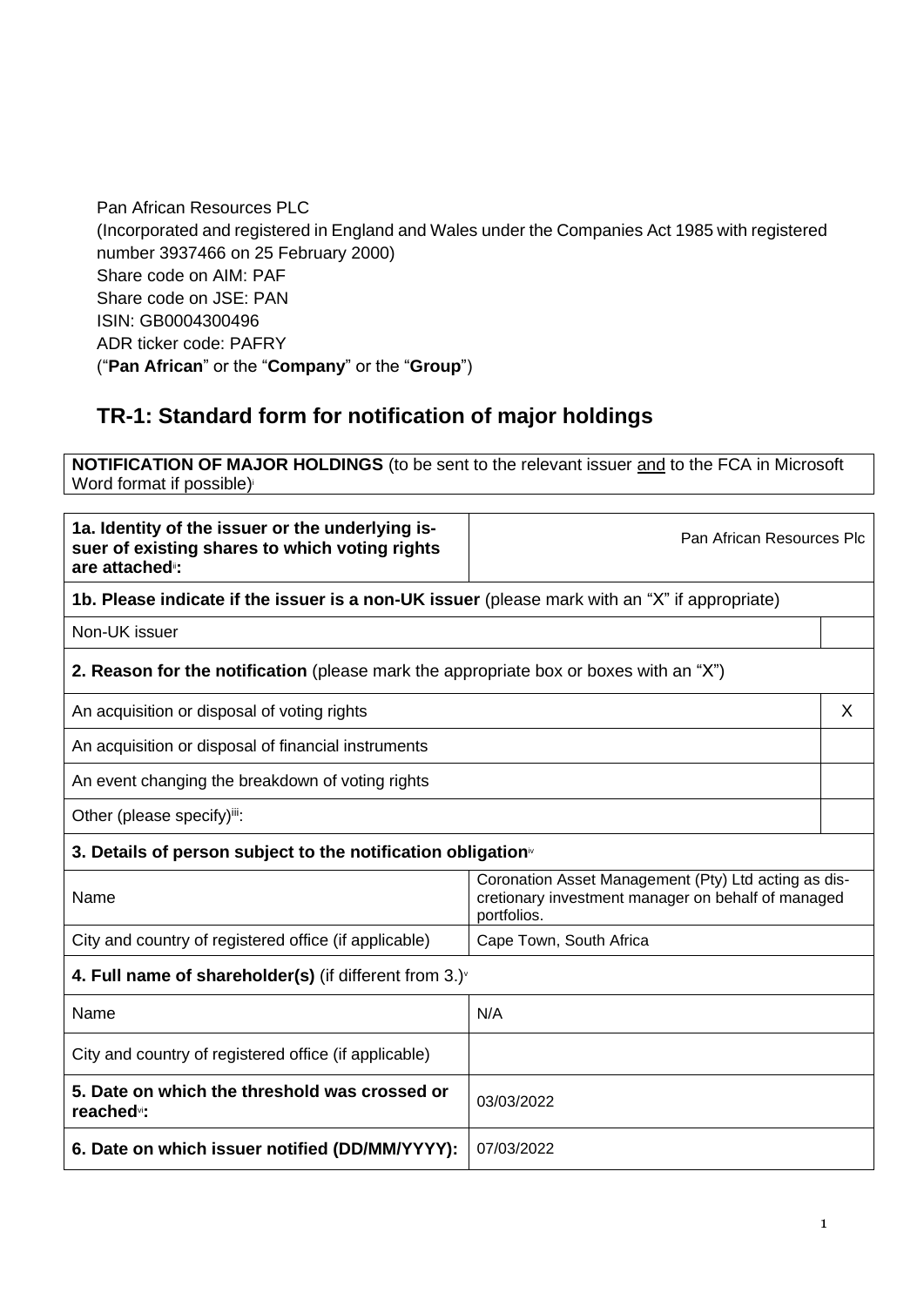Pan African Resources PLC
(Incorporated and registered in England and Wales under the Companies Act 1985 with registered number 3937466 on 25 February 2000)
Share code on AIM: PAF
Share code on JSE: PAN
ISIN: GB0004300496
ADR ticker code: PAFRY
("**Pan African**" or the "**Company**" or the "**Group**")

## TR-1: Standard form for notification of major holdings

| **NOTIFICATION OF MAJOR HOLDINGS** (to be sent to the relevant issuer and to the FCA in Microsoft Word format if possible)[i] |
|---|

| | | |
|---|---|---|
| **1a. Identity of the issuer or the underlying issuer of existing shares to which voting rights are attached[ii]:** | Pan African Resources Plc | |
| **1b. Please indicate if the issuer is a non-UK issuer** (please mark with an "X" if appropriate) | | |
| Non-UK issuer | | |
| **2. Reason for the notification** (please mark the appropriate box or boxes with an "X") | | |
| An acquisition or disposal of voting rights | | X |
| An acquisition or disposal of financial instruments | | |
| An event changing the breakdown of voting rights | | |
| Other (please specify)[iii]: | | |
| **3. Details of person subject to the notification obligation[iv]** | | |
| Name | Coronation Asset Management (Pty) Ltd acting as discretionary investment manager on behalf of managed portfolios. | |
| City and country of registered office (if applicable) | Cape Town, South Africa | |
| **4. Full name of shareholder(s)** (if different from 3.)[v] | | |
| Name | N/A | |
| City and country of registered office (if applicable) | | |
| **5. Date on which the threshold was crossed or reached[vi]:** | 03/03/2022 | |
| **6. Date on which issuer notified (DD/MM/YYYY):** | 07/03/2022 | |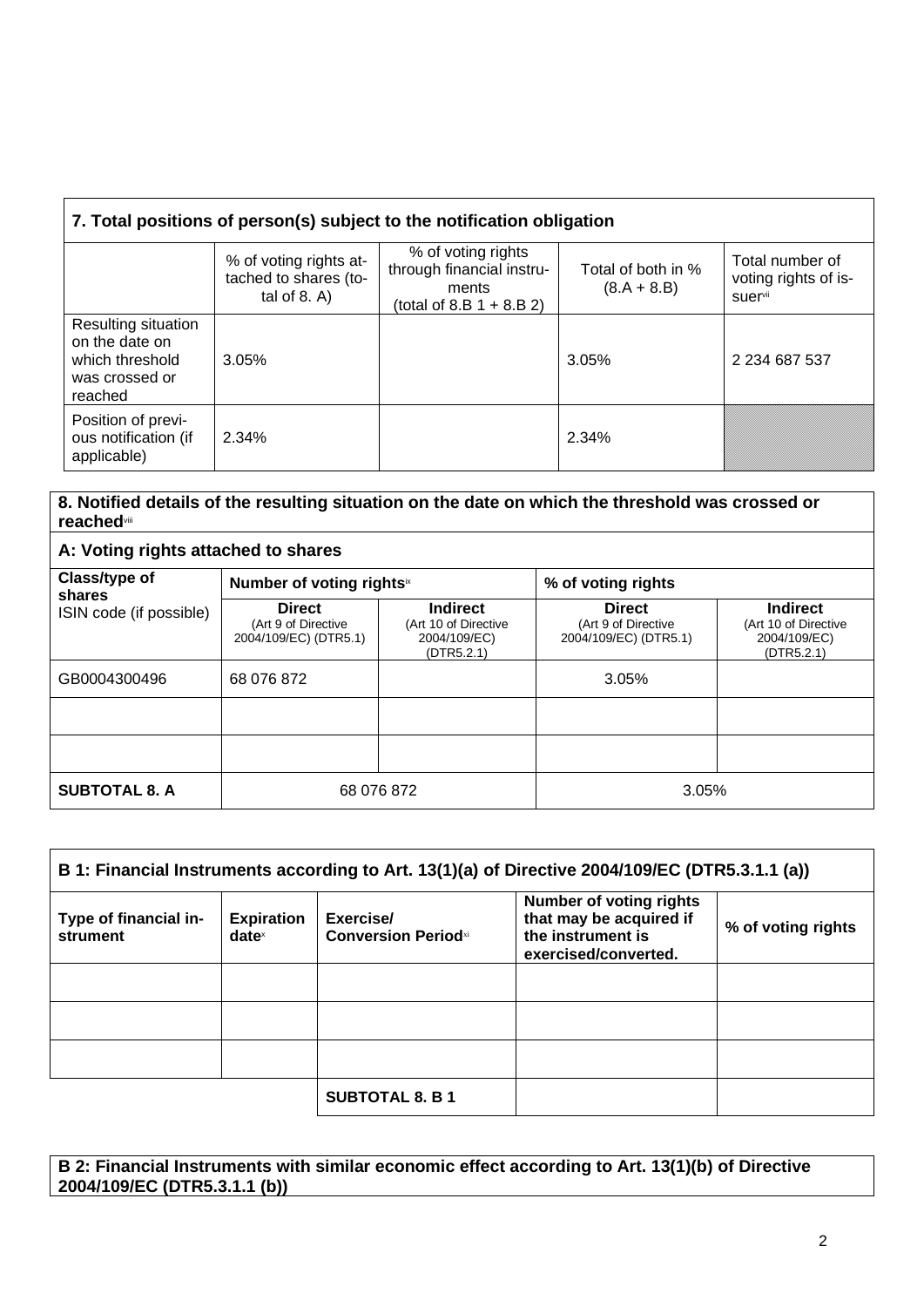## 7. Total positions of person(s) subject to the notification obligation

| | % of voting rights attached to shares (total of 8. A) | % of voting rights through financial instruments (total of 8.B 1 + 8.B 2) | Total of both in % (8.A + 8.B) | Total number of voting rights of issuer[vii] |
|---|---|---|---|---|
| Resulting situation on the date on which threshold was crossed or reached | 3.05% | | 3.05% | 2 234 687 537 |
| Position of previous notification (if applicable) | 2.34% | | 2.34% | |

## 8. Notified details of the resulting situation on the date on which the threshold was crossed or reached[viii]

### A: Voting rights attached to shares

| Class/type of shares<br>ISIN code (if possible) | Number of voting rights[ix] | | % of voting rights | |
|---|---|---|---|---|
| | **Direct** (Art 9 of Directive 2004/109/EC) (DTR5.1) | **Indirect** (Art 10 of Directive 2004/109/EC) (DTR5.2.1) | **Direct** (Art 9 of Directive 2004/109/EC) (DTR5.1) | **Indirect** (Art 10 of Directive 2004/109/EC) (DTR5.2.1) |
| GB0004300496 | 68 076 872 | | 3.05% | |
| | | | | |
| | | | | |
| **SUBTOTAL 8. A** | 68 076 872 | | 3.05% | |

### B 1: Financial Instruments according to Art. 13(1)(a) of Directive 2004/109/EC (DTR5.3.1.1 (a))

| Type of financial instrument | Expiration date[x] | Exercise/ Conversion Period[xi] | Number of voting rights that may be acquired if the instrument is exercised/converted. | % of voting rights |
|---|---|---|---|---|
| | | | | |
| | | | | |
| | | | | |
| | | **SUBTOTAL 8. B 1** | | |

### B 2: Financial Instruments with similar economic effect according to Art. 13(1)(b) of Directive 2004/109/EC (DTR5.3.1.1 (b))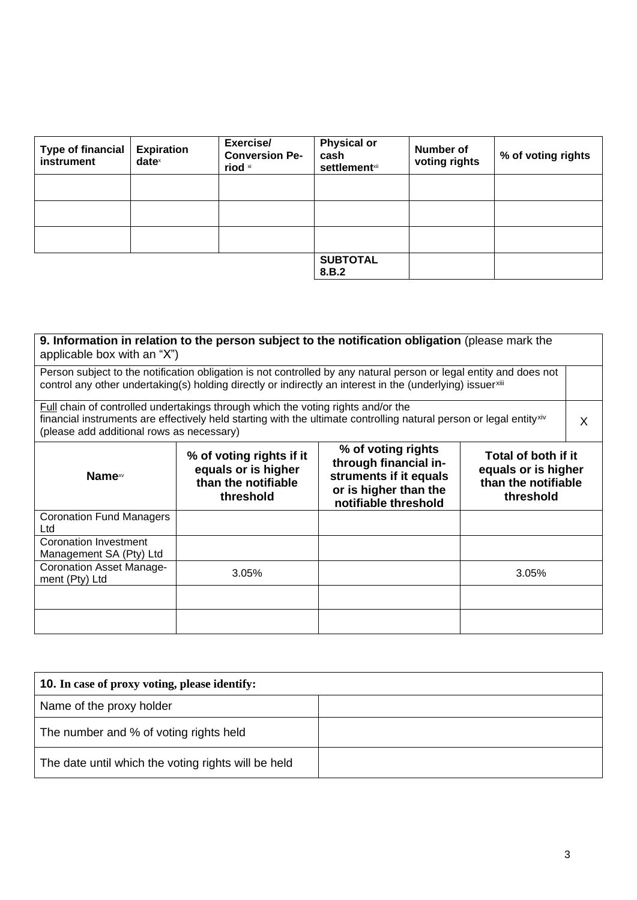| Type of financial instrument | Expiration date[x] | Exercise/ Conversion Period [xi] | Physical or cash settlement[xii] | Number of voting rights | % of voting rights |
|---|---|---|---|---|---|
| | | | | | |
| | | | | | |
| | | | | | |
| | | | **SUBTOTAL 8.B.2** | | |

| **9. Information in relation to the person subject to the notification obligation** (please mark the applicable box with an "X") | |
|---|---|
| Person subject to the notification obligation is not controlled by any natural person or legal entity and does not control any other undertaking(s) holding directly or indirectly an interest in the (underlying) issuer[xiii] | |
| Full chain of controlled undertakings through which the voting rights and/or the financial instruments are effectively held starting with the ultimate controlling natural person or legal entity[xiv] (please add additional rows as necessary) | X |

| **Name**[xv] | **% of voting rights if it equals or is higher than the notifiable threshold** | **% of voting rights through financial instruments if it equals or is higher than the notifiable threshold** | **Total of both if it equals or is higher than the notifiable threshold** |
|---|---|---|---|
| Coronation Fund Managers Ltd | | | |
| Coronation Investment Management SA (Pty) Ltd | | | |
| Coronation Asset Management (Pty) Ltd | 3.05% | | 3.05% |
| | | | |
| | | | |

| **10. In case of proxy voting, please identify:** | |
|---|---|
| Name of the proxy holder | |
| The number and % of voting rights held | |
| The date until which the voting rights will be held | |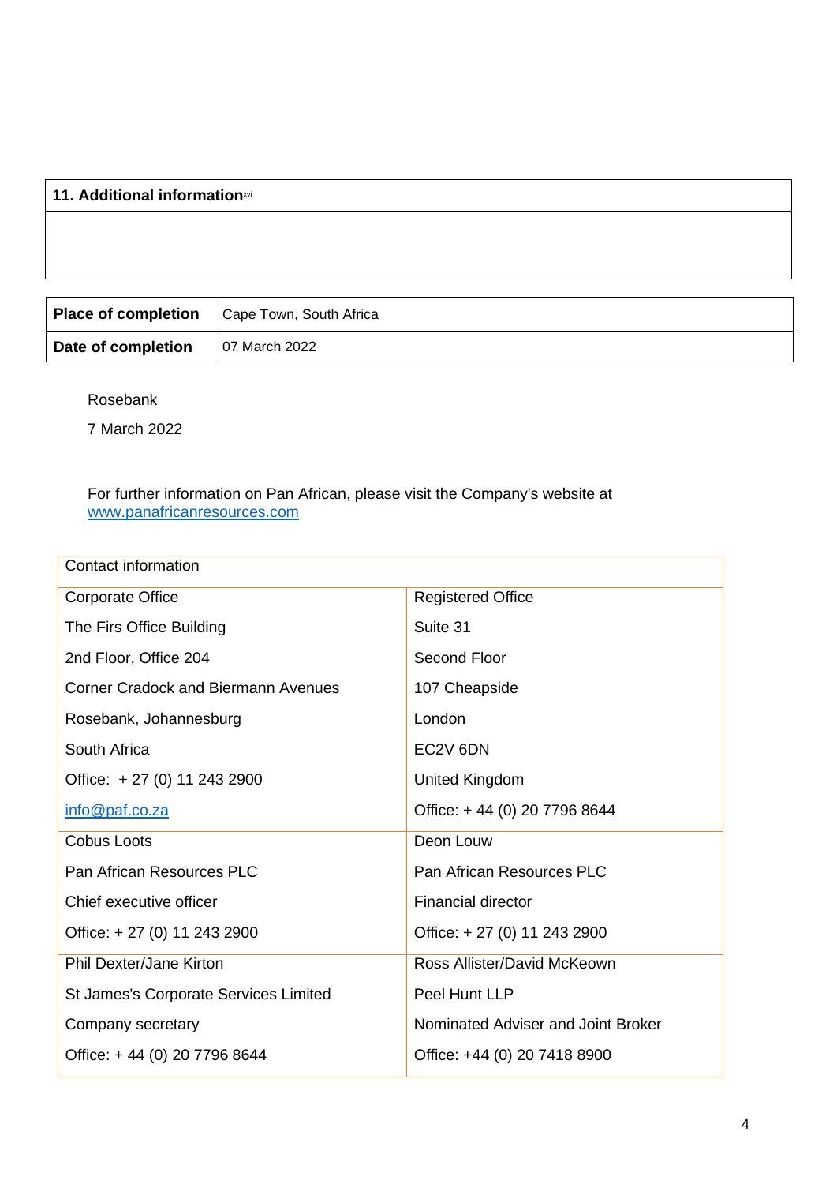| 11. Additional information[xvi] |
| --- |
| |

| Place of completion | Cape Town, South Africa |
| --- | --- |
| Date of completion | 07 March 2022 |

Rosebank

7 March 2022

For further information on Pan African, please visit the Company's website at www.panafricanresources.com

| Contact information | |
| --- | --- |
| Corporate Office<br>The Firs Office Building<br>2nd Floor, Office 204<br>Corner Cradock and Biermann Avenues<br>Rosebank, Johannesburg<br>South Africa<br>Office: + 27 (0) 11 243 2900<br>info@paf.co.za | Registered Office<br>Suite 31<br>Second Floor<br>107 Cheapside<br>London<br>EC2V 6DN<br>United Kingdom<br>Office: + 44 (0) 20 7796 8644 |
| Cobus Loots<br>Pan African Resources PLC<br>Chief executive officer<br>Office: + 27 (0) 11 243 2900 | Deon Louw<br>Pan African Resources PLC<br>Financial director<br>Office: + 27 (0) 11 243 2900 |
| Phil Dexter/Jane Kirton<br>St James's Corporate Services Limited<br>Company secretary<br>Office: + 44 (0) 20 7796 8644 | Ross Allister/David McKeown<br>Peel Hunt LLP<br>Nominated Adviser and Joint Broker<br>Office: +44 (0) 20 7418 8900 |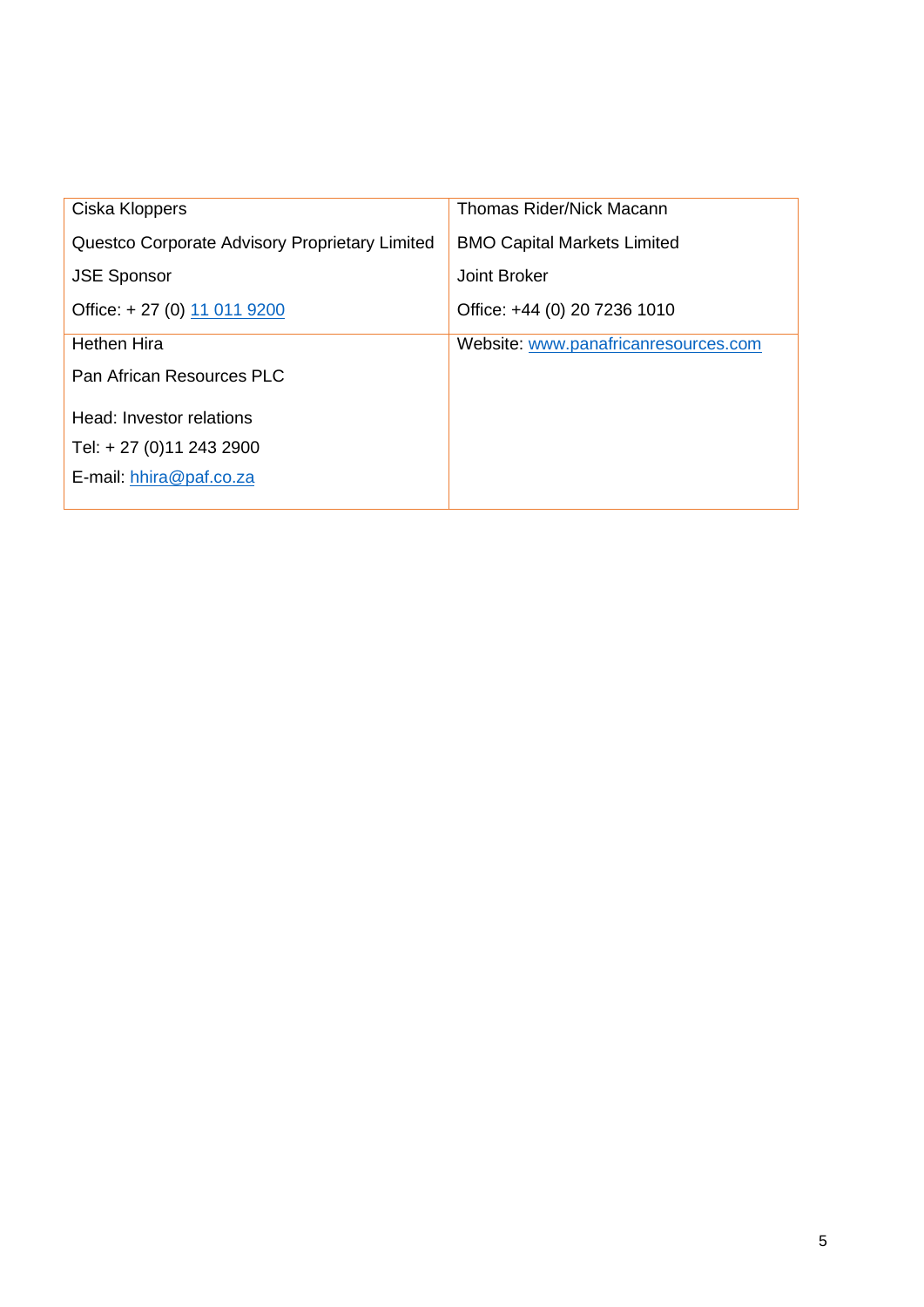| | |
|---|---|
| Ciska Kloppers<br><br>Questco Corporate Advisory Proprietary Limited<br><br>JSE Sponsor<br><br>Office: + 27 (0) 11 011 9200 | Thomas Rider/Nick Macann<br><br>BMO Capital Markets Limited<br><br>Joint Broker<br><br>Office: +44 (0) 20 7236 1010 |
| Hethen Hira<br><br>Pan African Resources PLC<br><br>Head: Investor relations<br><br>Tel: + 27 (0)11 243 2900<br><br>E-mail: hhira@paf.co.za | Website: www.panafricanresources.com |